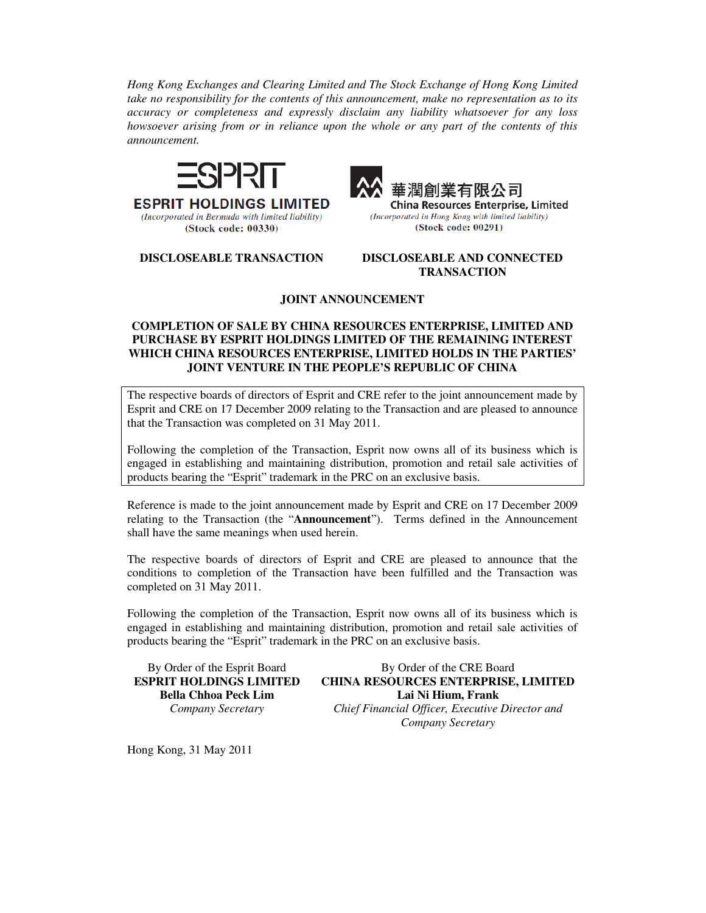*Hong Kong Exchanges and Clearing Limited and The Stock Exchange of Hong Kong Limited take no responsibility for the contents of this announcement, make no representation as to its accuracy or completeness and expressly disclaim any liability whatsoever for any loss howsoever arising from or in reliance upon the whole or any part of the contents of this announcement.*

**ESPRIT HOLDINGS LIMITED**
*(Incorporated in Bermuda with limited liability)*
**(Stock code: 00330)**

**DISCLOSEABLE TRANSACTION**

華潤創業有限公司
**China Resources Enterprise, Limited**
*(Incorporated in Hong Kong with limited liability)*
**(Stock code: 00291)**

**DISCLOSEABLE AND CONNECTED TRANSACTION**

## JOINT ANNOUNCEMENT

## COMPLETION OF SALE BY CHINA RESOURCES ENTERPRISE, LIMITED AND PURCHASE BY ESPRIT HOLDINGS LIMITED OF THE REMAINING INTEREST WHICH CHINA RESOURCES ENTERPRISE, LIMITED HOLDS IN THE PARTIES' JOINT VENTURE IN THE PEOPLE'S REPUBLIC OF CHINA

The respective boards of directors of Esprit and CRE refer to the joint announcement made by Esprit and CRE on 17 December 2009 relating to the Transaction and are pleased to announce that the Transaction was completed on 31 May 2011.

Following the completion of the Transaction, Esprit now owns all of its business which is engaged in establishing and maintaining distribution, promotion and retail sale activities of products bearing the "Esprit" trademark in the PRC on an exclusive basis.

Reference is made to the joint announcement made by Esprit and CRE on 17 December 2009 relating to the Transaction (the "**Announcement**"). Terms defined in the Announcement shall have the same meanings when used herein.

The respective boards of directors of Esprit and CRE are pleased to announce that the conditions to completion of the Transaction have been fulfilled and the Transaction was completed on 31 May 2011.

Following the completion of the Transaction, Esprit now owns all of its business which is engaged in establishing and maintaining distribution, promotion and retail sale activities of products bearing the "Esprit" trademark in the PRC on an exclusive basis.

By Order of the Esprit Board
**ESPRIT HOLDINGS LIMITED**
**Bella Chhoa Peck Lim**
*Company Secretary*

By Order of the CRE Board
**CHINA RESOURCES ENTERPRISE, LIMITED**
**Lai Ni Hium, Frank**
*Chief Financial Officer, Executive Director and Company Secretary*

Hong Kong, 31 May 2011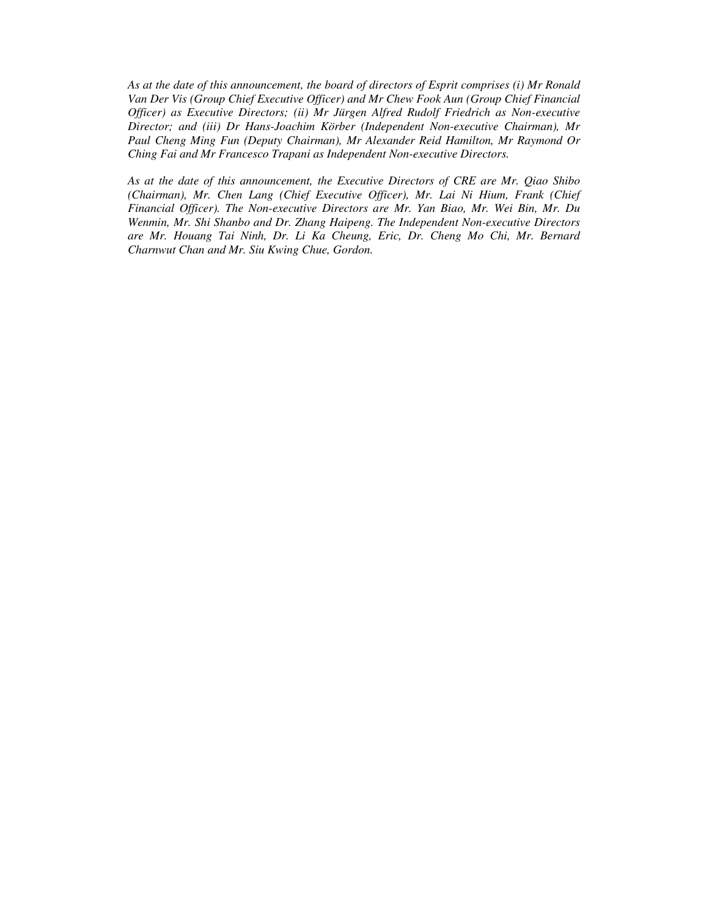*As at the date of this announcement, the board of directors of Esprit comprises (i) Mr Ronald Van Der Vis (Group Chief Executive Officer) and Mr Chew Fook Aun (Group Chief Financial Officer) as Executive Directors; (ii) Mr Jürgen Alfred Rudolf Friedrich as Non-executive Director; and (iii) Dr Hans-Joachim Körber (Independent Non-executive Chairman), Mr Paul Cheng Ming Fun (Deputy Chairman), Mr Alexander Reid Hamilton, Mr Raymond Or Ching Fai and Mr Francesco Trapani as Independent Non-executive Directors.*

*As at the date of this announcement, the Executive Directors of CRE are Mr. Qiao Shibo (Chairman), Mr. Chen Lang (Chief Executive Officer), Mr. Lai Ni Hium, Frank (Chief Financial Officer). The Non-executive Directors are Mr. Yan Biao, Mr. Wei Bin, Mr. Du Wenmin, Mr. Shi Shanbo and Dr. Zhang Haipeng. The Independent Non-executive Directors are Mr. Houang Tai Ninh, Dr. Li Ka Cheung, Eric, Dr. Cheng Mo Chi, Mr. Bernard Charnwut Chan and Mr. Siu Kwing Chue, Gordon.*